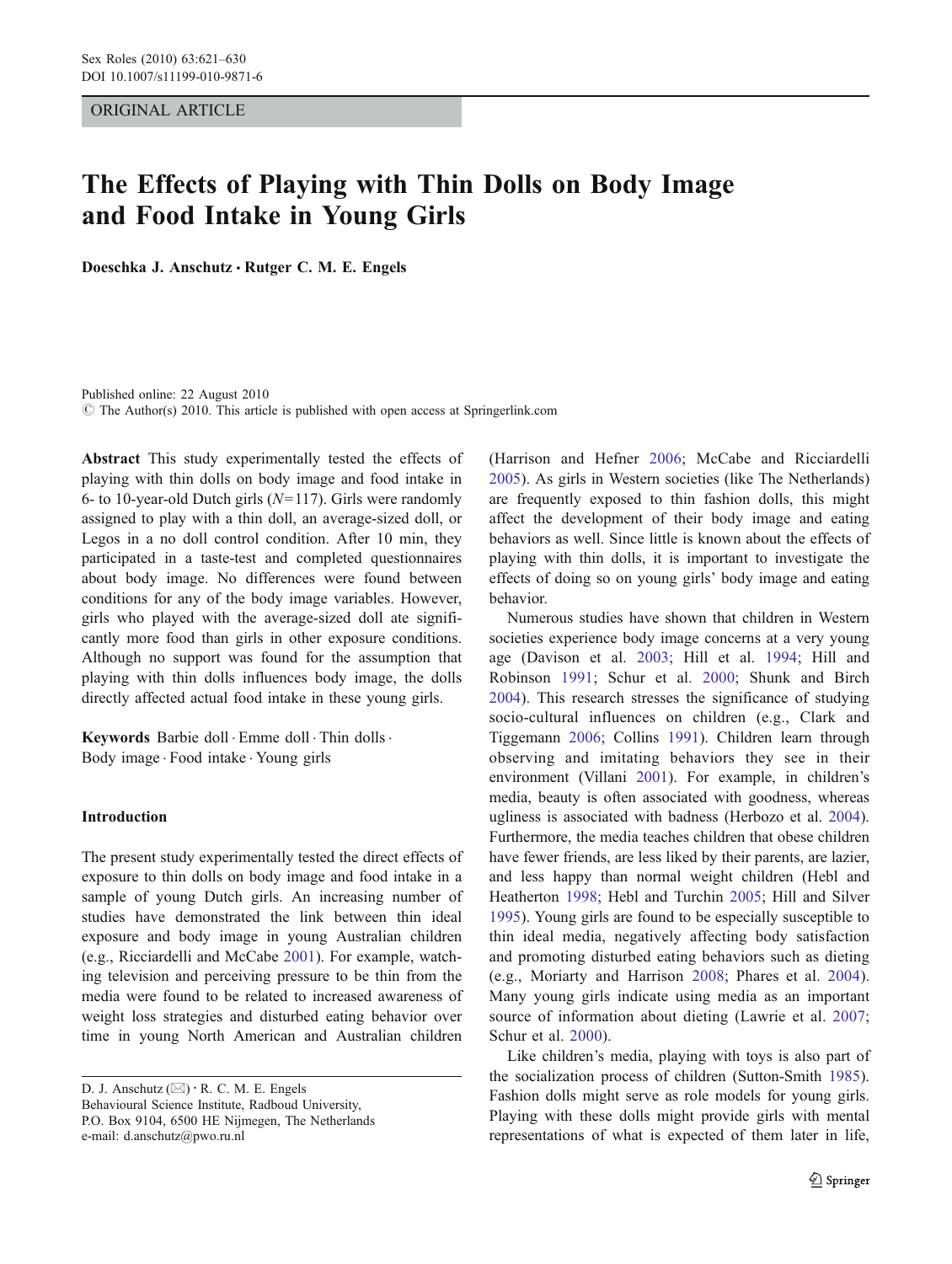ORIGINAL ARTICLE

# The Effects of Playing with Thin Dolls on Body Image and Food Intake in Young Girls

**Doeschka J. Anschutz · Rutger C. M. E. Engels**

Published online: 22 August 2010
© The Author(s) 2010. This article is published with open access at Springerlink.com

**Abstract** This study experimentally tested the effects of playing with thin dolls on body image and food intake in 6- to 10-year-old Dutch girls ($N=117$). Girls were randomly assigned to play with a thin doll, an average-sized doll, or Legos in a no doll control condition. After 10 min, they participated in a taste-test and completed questionnaires about body image. No differences were found between conditions for any of the body image variables. However, girls who played with the average-sized doll ate significantly more food than girls in other exposure conditions. Although no support was found for the assumption that playing with thin dolls influences body image, the dolls directly affected actual food intake in these young girls.

**Keywords** Barbie doll · Emme doll · Thin dolls · Body image · Food intake · Young girls

## Introduction

The present study experimentally tested the direct effects of exposure to thin dolls on body image and food intake in a sample of young Dutch girls. An increasing number of studies have demonstrated the link between thin ideal exposure and body image in young Australian children (e.g., Ricciardelli and McCabe 2001). For example, watching television and perceiving pressure to be thin from the media were found to be related to increased awareness of weight loss strategies and disturbed eating behavior over time in young North American and Australian children (Harrison and Hefner 2006; McCabe and Ricciardelli 2005). As girls in Western societies (like The Netherlands) are frequently exposed to thin fashion dolls, this might affect the development of their body image and eating behaviors as well. Since little is known about the effects of playing with thin dolls, it is important to investigate the effects of doing so on young girls' body image and eating behavior.

Numerous studies have shown that children in Western societies experience body image concerns at a very young age (Davison et al. 2003; Hill et al. 1994; Hill and Robinson 1991; Schur et al. 2000; Shunk and Birch 2004). This research stresses the significance of studying socio-cultural influences on children (e.g., Clark and Tiggemann 2006; Collins 1991). Children learn through observing and imitating behaviors they see in their environment (Villani 2001). For example, in children's media, beauty is often associated with goodness, whereas ugliness is associated with badness (Herbozo et al. 2004). Furthermore, the media teaches children that obese children have fewer friends, are less liked by their parents, are lazier, and less happy than normal weight children (Hebl and Heatherton 1998; Hebl and Turchin 2005; Hill and Silver 1995). Young girls are found to be especially susceptible to thin ideal media, negatively affecting body satisfaction and promoting disturbed eating behaviors such as dieting (e.g., Moriarty and Harrison 2008; Phares et al. 2004). Many young girls indicate using media as an important source of information about dieting (Lawrie et al. 2007; Schur et al. 2000).

Like children's media, playing with toys is also part of the socialization process of children (Sutton-Smith 1985). Fashion dolls might serve as role models for young girls. Playing with these dolls might provide girls with mental representations of what is expected of them later in life,

D. J. Anschutz (✉) · R. C. M. E. Engels
Behavioural Science Institute, Radboud University,
P.O. Box 9104, 6500 HE Nijmegen, The Netherlands
e-mail: d.anschutz@pwo.ru.nl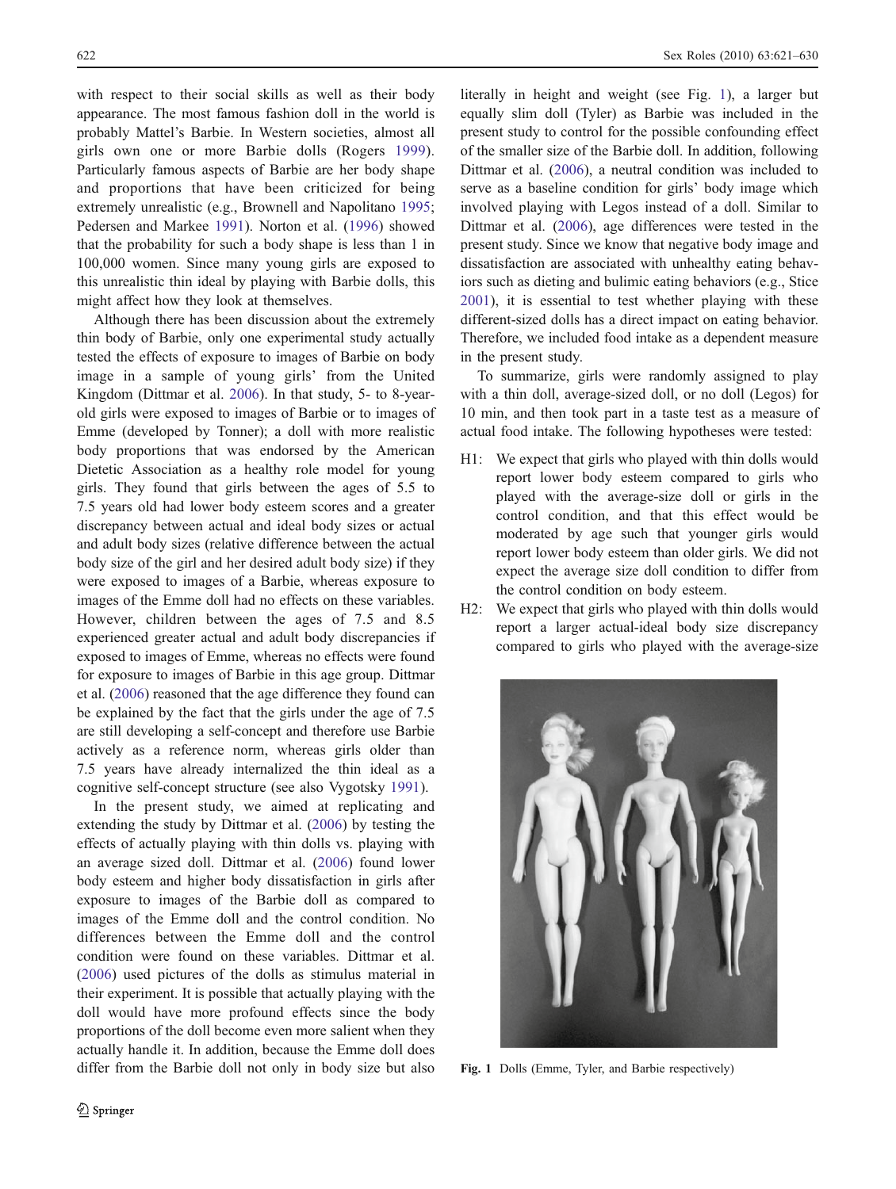with respect to their social skills as well as their body appearance. The most famous fashion doll in the world is probably Mattel's Barbie. In Western societies, almost all girls own one or more Barbie dolls (Rogers 1999). Particularly famous aspects of Barbie are her body shape and proportions that have been criticized for being extremely unrealistic (e.g., Brownell and Napolitano 1995; Pedersen and Markee 1991). Norton et al. (1996) showed that the probability for such a body shape is less than 1 in 100,000 women. Since many young girls are exposed to this unrealistic thin ideal by playing with Barbie dolls, this might affect how they look at themselves.

Although there has been discussion about the extremely thin body of Barbie, only one experimental study actually tested the effects of exposure to images of Barbie on body image in a sample of young girls' from the United Kingdom (Dittmar et al. 2006). In that study, 5- to 8-year-old girls were exposed to images of Barbie or to images of Emme (developed by Tonner); a doll with more realistic body proportions that was endorsed by the American Dietetic Association as a healthy role model for young girls. They found that girls between the ages of 5.5 to 7.5 years old had lower body esteem scores and a greater discrepancy between actual and ideal body sizes or actual and adult body sizes (relative difference between the actual body size of the girl and her desired adult body size) if they were exposed to images of a Barbie, whereas exposure to images of the Emme doll had no effects on these variables. However, children between the ages of 7.5 and 8.5 experienced greater actual and adult body discrepancies if exposed to images of Emme, whereas no effects were found for exposure to images of Barbie in this age group. Dittmar et al. (2006) reasoned that the age difference they found can be explained by the fact that the girls under the age of 7.5 are still developing a self-concept and therefore use Barbie actively as a reference norm, whereas girls older than 7.5 years have already internalized the thin ideal as a cognitive self-concept structure (see also Vygotsky 1991).

In the present study, we aimed at replicating and extending the study by Dittmar et al. (2006) by testing the effects of actually playing with thin dolls vs. playing with an average sized doll. Dittmar et al. (2006) found lower body esteem and higher body dissatisfaction in girls after exposure to images of the Barbie doll as compared to images of the Emme doll and the control condition. No differences between the Emme doll and the control condition were found on these variables. Dittmar et al. (2006) used pictures of the dolls as stimulus material in their experiment. It is possible that actually playing with the doll would have more profound effects since the body proportions of the doll become even more salient when they actually handle it. In addition, because the Emme doll does differ from the Barbie doll not only in body size but also literally in height and weight (see Fig. 1), a larger but equally slim doll (Tyler) as Barbie was included in the present study to control for the possible confounding effect of the smaller size of the Barbie doll. In addition, following Dittmar et al. (2006), a neutral condition was included to serve as a baseline condition for girls' body image which involved playing with Legos instead of a doll. Similar to Dittmar et al. (2006), age differences were tested in the present study. Since we know that negative body image and dissatisfaction are associated with unhealthy eating behaviors such as dieting and bulimic eating behaviors (e.g., Stice 2001), it is essential to test whether playing with these different-sized dolls has a direct impact on eating behavior. Therefore, we included food intake as a dependent measure in the present study.

To summarize, girls were randomly assigned to play with a thin doll, average-sized doll, or no doll (Legos) for 10 min, and then took part in a taste test as a measure of actual food intake. The following hypotheses were tested:

- H1: We expect that girls who played with thin dolls would report lower body esteem compared to girls who played with the average-size doll or girls in the control condition, and that this effect would be moderated by age such that younger girls would report lower body esteem than older girls. We did not expect the average size doll condition to differ from the control condition on body esteem.
- H2: We expect that girls who played with thin dolls would report a larger actual-ideal body size discrepancy compared to girls who played with the average-size

Fig. 1 Dolls (Emme, Tyler, and Barbie respectively)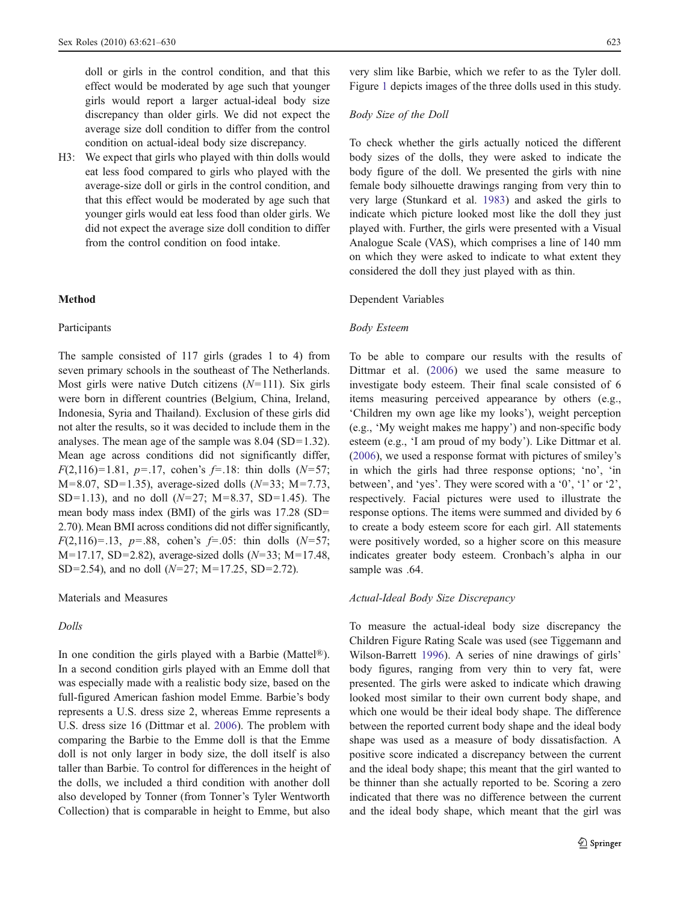doll or girls in the control condition, and that this effect would be moderated by age such that younger girls would report a larger actual-ideal body size discrepancy than older girls. We did not expect the average size doll condition to differ from the control condition on actual-ideal body size discrepancy.

H3: We expect that girls who played with thin dolls would eat less food compared to girls who played with the average-size doll or girls in the control condition, and that this effect would be moderated by age such that younger girls would eat less food than older girls. We did not expect the average size doll condition to differ from the control condition on food intake.

## Method

### Participants

The sample consisted of 117 girls (grades 1 to 4) from seven primary schools in the southeast of The Netherlands. Most girls were native Dutch citizens ($N=111$). Six girls were born in different countries (Belgium, China, Ireland, Indonesia, Syria and Thailand). Exclusion of these girls did not alter the results, so it was decided to include them in the analyses. The mean age of the sample was 8.04 (SD=1.32). Mean age across conditions did not significantly differ, $F(2,116)=1.81$, $p=.17$, cohen's $f=.18$: thin dolls ($N=57$; M=8.07, SD=1.35), average-sized dolls ($N=33$; M=7.73, SD=1.13), and no doll ($N=27$; M=8.37, SD=1.45). The mean body mass index (BMI) of the girls was 17.28 (SD= 2.70). Mean BMI across conditions did not differ significantly, $F(2,116)=.13$, $p=.88$, cohen's $f=.05$: thin dolls ($N=57$; M=17.17, SD=2.82), average-sized dolls ($N=33$; M=17.48, SD=2.54), and no doll ($N=27$; M=17.25, SD=2.72).

### Materials and Measures

#### *Dolls*

In one condition the girls played with a Barbie (Mattel®). In a second condition girls played with an Emme doll that was especially made with a realistic body size, based on the full-figured American fashion model Emme. Barbie's body represents a U.S. dress size 2, whereas Emme represents a U.S. dress size 16 (Dittmar et al. 2006). The problem with comparing the Barbie to the Emme doll is that the Emme doll is not only larger in body size, the doll itself is also taller than Barbie. To control for differences in the height of the dolls, we included a third condition with another doll also developed by Tonner (from Tonner's Tyler Wentworth Collection) that is comparable in height to Emme, but also very slim like Barbie, which we refer to as the Tyler doll. Figure 1 depicts images of the three dolls used in this study.

#### *Body Size of the Doll*

To check whether the girls actually noticed the different body sizes of the dolls, they were asked to indicate the body figure of the doll. We presented the girls with nine female body silhouette drawings ranging from very thin to very large (Stunkard et al. 1983) and asked the girls to indicate which picture looked most like the doll they just played with. Further, the girls were presented with a Visual Analogue Scale (VAS), which comprises a line of 140 mm on which they were asked to indicate to what extent they considered the doll they just played with as thin.

### Dependent Variables

#### *Body Esteem*

To be able to compare our results with the results of Dittmar et al. (2006) we used the same measure to investigate body esteem. Their final scale consisted of 6 items measuring perceived appearance by others (e.g., 'Children my own age like my looks'), weight perception (e.g., 'My weight makes me happy') and non-specific body esteem (e.g., 'I am proud of my body'). Like Dittmar et al. (2006), we used a response format with pictures of smiley's in which the girls had three response options; 'no', 'in between', and 'yes'. They were scored with a '0', '1' or '2', respectively. Facial pictures were used to illustrate the response options. The items were summed and divided by 6 to create a body esteem score for each girl. All statements were positively worded, so a higher score on this measure indicates greater body esteem. Cronbach's alpha in our sample was .64.

#### *Actual-Ideal Body Size Discrepancy*

To measure the actual-ideal body size discrepancy the Children Figure Rating Scale was used (see Tiggemann and Wilson-Barrett 1996). A series of nine drawings of girls' body figures, ranging from very thin to very fat, were presented. The girls were asked to indicate which drawing looked most similar to their own current body shape, and which one would be their ideal body shape. The difference between the reported current body shape and the ideal body shape was used as a measure of body dissatisfaction. A positive score indicated a discrepancy between the current and the ideal body shape; this meant that the girl wanted to be thinner than she actually reported to be. Scoring a zero indicated that there was no difference between the current and the ideal body shape, which meant that the girl was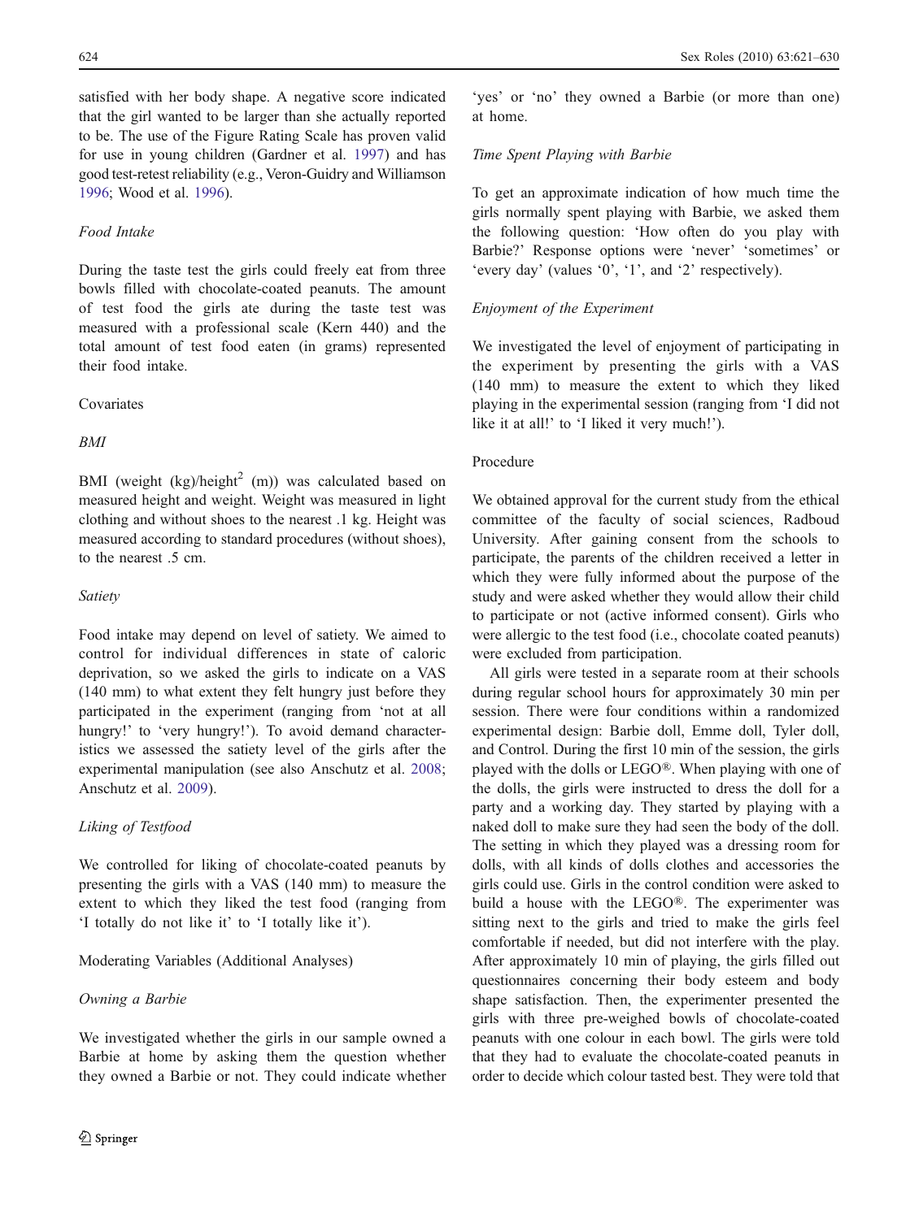satisfied with her body shape. A negative score indicated that the girl wanted to be larger than she actually reported to be. The use of the Figure Rating Scale has proven valid for use in young children (Gardner et al. 1997) and has good test-retest reliability (e.g., Veron-Guidry and Williamson 1996; Wood et al. 1996).

*Food Intake*

During the taste test the girls could freely eat from three bowls filled with chocolate-coated peanuts. The amount of test food the girls ate during the taste test was measured with a professional scale (Kern 440) and the total amount of test food eaten (in grams) represented their food intake.

### Covariates

*BMI*

BMI (weight (kg)/height$^2$ (m)) was calculated based on measured height and weight. Weight was measured in light clothing and without shoes to the nearest .1 kg. Height was measured according to standard procedures (without shoes), to the nearest .5 cm.

*Satiety*

Food intake may depend on level of satiety. We aimed to control for individual differences in state of caloric deprivation, so we asked the girls to indicate on a VAS (140 mm) to what extent they felt hungry just before they participated in the experiment (ranging from 'not at all hungry!' to 'very hungry!'). To avoid demand characteristics we assessed the satiety level of the girls after the experimental manipulation (see also Anschutz et al. 2008; Anschutz et al. 2009).

*Liking of Testfood*

We controlled for liking of chocolate-coated peanuts by presenting the girls with a VAS (140 mm) to measure the extent to which they liked the test food (ranging from 'I totally do not like it' to 'I totally like it').

### Moderating Variables (Additional Analyses)

*Owning a Barbie*

We investigated whether the girls in our sample owned a Barbie at home by asking them the question whether they owned a Barbie or not. They could indicate whether 'yes' or 'no' they owned a Barbie (or more than one) at home.

*Time Spent Playing with Barbie*

To get an approximate indication of how much time the girls normally spent playing with Barbie, we asked them the following question: 'How often do you play with Barbie?' Response options were 'never' 'sometimes' or 'every day' (values '0', '1', and '2' respectively).

*Enjoyment of the Experiment*

We investigated the level of enjoyment of participating in the experiment by presenting the girls with a VAS (140 mm) to measure the extent to which they liked playing in the experimental session (ranging from 'I did not like it at all!' to 'I liked it very much!').

### Procedure

We obtained approval for the current study from the ethical committee of the faculty of social sciences, Radboud University. After gaining consent from the schools to participate, the parents of the children received a letter in which they were fully informed about the purpose of the study and were asked whether they would allow their child to participate or not (active informed consent). Girls who were allergic to the test food (i.e., chocolate coated peanuts) were excluded from participation.

All girls were tested in a separate room at their schools during regular school hours for approximately 30 min per session. There were four conditions within a randomized experimental design: Barbie doll, Emme doll, Tyler doll, and Control. During the first 10 min of the session, the girls played with the dolls or LEGO®. When playing with one of the dolls, the girls were instructed to dress the doll for a party and a working day. They started by playing with a naked doll to make sure they had seen the body of the doll. The setting in which they played was a dressing room for dolls, with all kinds of dolls clothes and accessories the girls could use. Girls in the control condition were asked to build a house with the LEGO®. The experimenter was sitting next to the girls and tried to make the girls feel comfortable if needed, but did not interfere with the play. After approximately 10 min of playing, the girls filled out questionnaires concerning their body esteem and body shape satisfaction. Then, the experimenter presented the girls with three pre-weighed bowls of chocolate-coated peanuts with one colour in each bowl. The girls were told that they had to evaluate the chocolate-coated peanuts in order to decide which colour tasted best. They were told that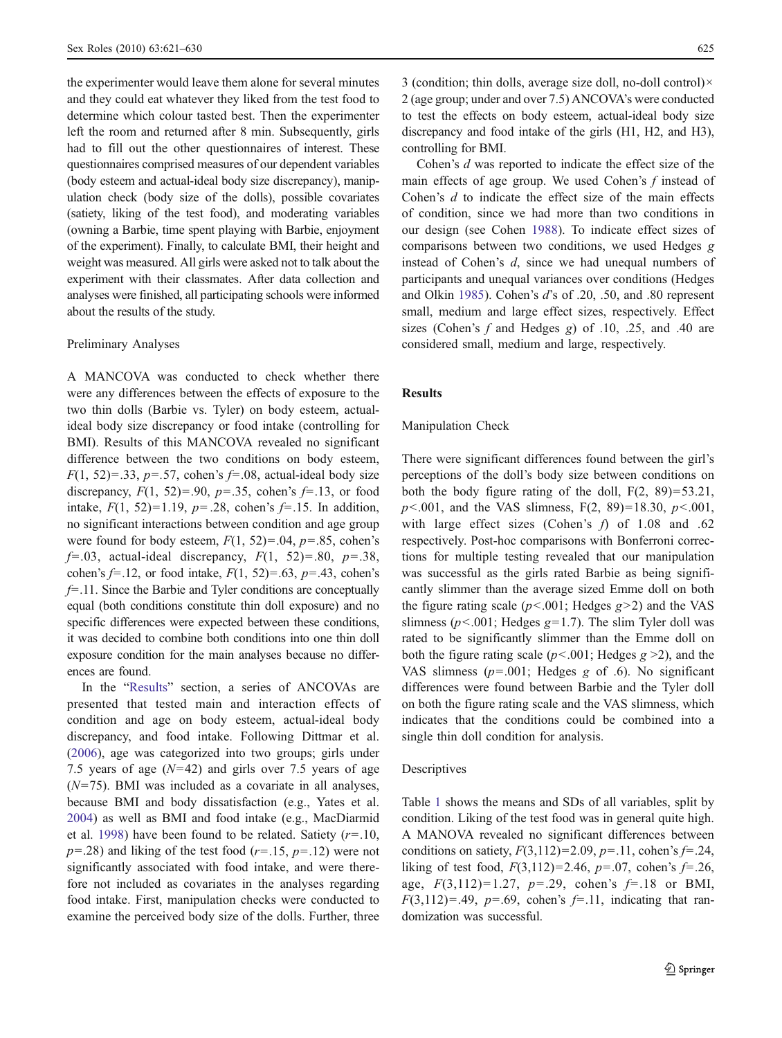the experimenter would leave them alone for several minutes and they could eat whatever they liked from the test food to determine which colour tasted best. Then the experimenter left the room and returned after 8 min. Subsequently, girls had to fill out the other questionnaires of interest. These questionnaires comprised measures of our dependent variables (body esteem and actual-ideal body size discrepancy), manipulation check (body size of the dolls), possible covariates (satiety, liking of the test food), and moderating variables (owning a Barbie, time spent playing with Barbie, enjoyment of the experiment). Finally, to calculate BMI, their height and weight was measured. All girls were asked not to talk about the experiment with their classmates. After data collection and analyses were finished, all participating schools were informed about the results of the study.

### Preliminary Analyses

A MANCOVA was conducted to check whether there were any differences between the effects of exposure to the two thin dolls (Barbie vs. Tyler) on body esteem, actual-ideal body size discrepancy or food intake (controlling for BMI). Results of this MANCOVA revealed no significant difference between the two conditions on body esteem, $F(1, 52)=.33$, $p=.57$, cohen's $f=.08$, actual-ideal body size discrepancy, $F(1, 52)=.90$, $p=.35$, cohen's $f=.13$, or food intake, $F(1, 52)=1.19$, $p=.28$, cohen's $f=.15$. In addition, no significant interactions between condition and age group were found for body esteem, $F(1, 52)=.04$, $p=.85$, cohen's $f=.03$, actual-ideal discrepancy, $F(1, 52)=.80$, $p=.38$, cohen's $f=.12$, or food intake, $F(1, 52)=.63$, $p=.43$, cohen's $f=.11$. Since the Barbie and Tyler conditions are conceptually equal (both conditions constitute thin doll exposure) and no specific differences were expected between these conditions, it was decided to combine both conditions into one thin doll exposure condition for the main analyses because no differences are found.

In the "Results" section, a series of ANCOVAs are presented that tested main and interaction effects of condition and age on body esteem, actual-ideal body discrepancy, and food intake. Following Dittmar et al. (2006), age was categorized into two groups; girls under 7.5 years of age ($N=42$) and girls over 7.5 years of age ($N=75$). BMI was included as a covariate in all analyses, because BMI and body dissatisfaction (e.g., Yates et al. 2004) as well as BMI and food intake (e.g., MacDiarmid et al. 1998) have been found to be related. Satiety ($r=.10$, $p=.28$) and liking of the test food ($r=.15$, $p=.12$) were not significantly associated with food intake, and were therefore not included as covariates in the analyses regarding food intake. First, manipulation checks were conducted to examine the perceived body size of the dolls. Further, three 3 (condition; thin dolls, average size doll, no-doll control)× 2 (age group; under and over 7.5) ANCOVA's were conducted to test the effects on body esteem, actual-ideal body size discrepancy and food intake of the girls (H1, H2, and H3), controlling for BMI.

Cohen's *d* was reported to indicate the effect size of the main effects of age group. We used Cohen's *f* instead of Cohen's *d* to indicate the effect size of the main effects of condition, since we had more than two conditions in our design (see Cohen 1988). To indicate effect sizes of comparisons between two conditions, we used Hedges *g* instead of Cohen's *d*, since we had unequal numbers of participants and unequal variances over conditions (Hedges and Olkin 1985). Cohen's *d*'s of .20, .50, and .80 represent small, medium and large effect sizes, respectively. Effect sizes (Cohen's *f* and Hedges *g*) of .10, .25, and .40 are considered small, medium and large, respectively.

## Results

### Manipulation Check

There were significant differences found between the girl's perceptions of the doll's body size between conditions on both the body figure rating of the doll, $F(2, 89)=53.21$, $p<.001$, and the VAS slimness, $F(2, 89)=18.30$, $p<.001$, with large effect sizes (Cohen's *f*) of 1.08 and .62 respectively. Post-hoc comparisons with Bonferroni corrections for multiple testing revealed that our manipulation was successful as the girls rated Barbie as being significantly slimmer than the average sized Emme doll on both the figure rating scale ($p<.001$; Hedges $g>2$) and the VAS slimness ($p<.001$; Hedges $g=1.7$). The slim Tyler doll was rated to be significantly slimmer than the Emme doll on both the figure rating scale ($p<.001$; Hedges $g>2$), and the VAS slimness ($p=.001$; Hedges *g* of .6). No significant differences were found between Barbie and the Tyler doll on both the figure rating scale and the VAS slimness, which indicates that the conditions could be combined into a single thin doll condition for analysis.

### Descriptives

Table 1 shows the means and SDs of all variables, split by condition. Liking of the test food was in general quite high. A MANOVA revealed no significant differences between conditions on satiety, $F(3,112)=2.09$, $p=.11$, cohen's $f=.24$, liking of test food, $F(3,112)=2.46$, $p=.07$, cohen's $f=.26$, age, $F(3,112)=1.27$, $p=.29$, cohen's $f=.18$ or BMI, $F(3,112)=.49$, $p=.69$, cohen's $f=.11$, indicating that randomization was successful.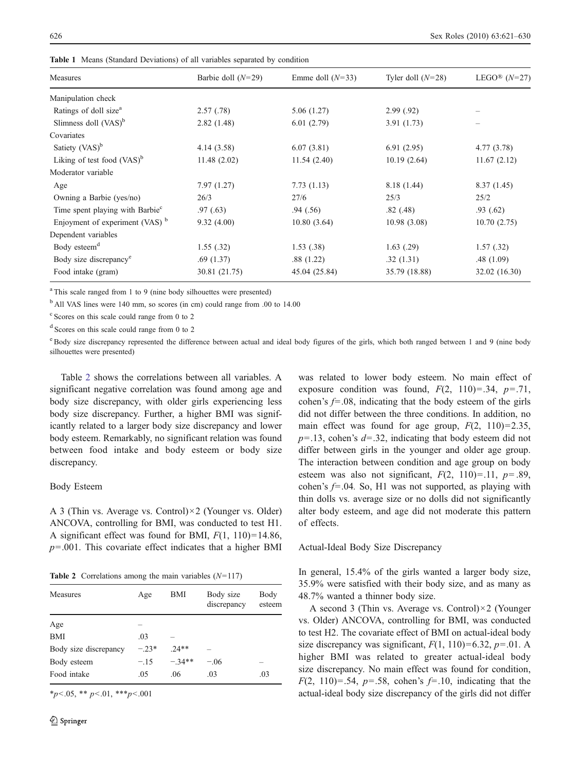**Table 1** Means (Standard Deviations) of all variables separated by condition

| Measures | Barbie doll ($N$=29) | Emme doll ($N$=33) | Tyler doll ($N$=28) | LEGO® ($N$=27) |
|---|---|---|---|---|
| Manipulation check | | | | |
| Ratings of doll size[a] | 2.57 (.78) | 5.06 (1.27) | 2.99 (.92) | – |
| Slimness doll (VAS)[b] | 2.82 (1.48) | 6.01 (2.79) | 3.91 (1.73) | – |
| Covariates | | | | |
| Satiety (VAS)[b] | 4.14 (3.58) | 6.07 (3.81) | 6.91 (2.95) | 4.77 (3.78) |
| Liking of test food (VAS)[b] | 11.48 (2.02) | 11.54 (2.40) | 10.19 (2.64) | 11.67 (2.12) |
| Moderator variable | | | | |
| Age | 7.97 (1.27) | 7.73 (1.13) | 8.18 (1.44) | 8.37 (1.45) |
| Owning a Barbie (yes/no) | 26/3 | 27/6 | 25/3 | 25/2 |
| Time spent playing with Barbie[c] | .97 (.63) | .94 (.56) | .82 (.48) | .93 (.62) |
| Enjoyment of experiment (VAS) [b] | 9.32 (4.00) | 10.80 (3.64) | 10.98 (3.08) | 10.70 (2.75) |
| Dependent variables | | | | |
| Body esteem[d] | 1.55 (.32) | 1.53 (.38) | 1.63 (.29) | 1.57 (.32) |
| Body size discrepancy[e] | .69 (1.37) | .88 (1.22) | .32 (1.31) | .48 (1.09) |
| Food intake (gram) | 30.81 (21.75) | 45.04 (25.84) | 35.79 (18.88) | 32.02 (16.30) |

[a] This scale ranged from 1 to 9 (nine body silhouettes were presented)

[b] All VAS lines were 140 mm, so scores (in cm) could range from .00 to 14.00

[c] Scores on this scale could range from 0 to 2

[d] Scores on this scale could range from 0 to 2

[e] Body size discrepancy represented the difference between actual and ideal body figures of the girls, which both ranged between 1 and 9 (nine body silhouettes were presented)

Table 2 shows the correlations between all variables. A significant negative correlation was found among age and body size discrepancy, with older girls experiencing less body size discrepancy. Further, a higher BMI was significantly related to a larger body size discrepancy and lower body esteem. Remarkably, no significant relation was found between food intake and body esteem or body size discrepancy.

### Body Esteem

A 3 (Thin vs. Average vs. Control)×2 (Younger vs. Older) ANCOVA, controlling for BMI, was conducted to test H1. A significant effect was found for BMI, $F(1, 110)=14.86$, $p=.001$. This covariate effect indicates that a higher BMI was related to lower body esteem. No main effect of exposure condition was found, $F(2, 110)=.34$, $p=.71$, cohen's $f=.08$, indicating that the body esteem of the girls did not differ between the three conditions. In addition, no main effect was found for age group, $F(2, 110)=2.35$, $p=.13$, cohen's $d=.32$, indicating that body esteem did not differ between girls in the younger and older age group. The interaction between condition and age group on body esteem was also not significant, $F(2, 110)=.11$, $p=.89$, cohen's $f=.04$. So, H1 was not supported, as playing with thin dolls vs. average size or no dolls did not significantly alter body esteem, and age did not moderate this pattern of effects.

**Table 2** Correlations among the main variables ($N$=117)

| Measures | Age | BMI | Body size discrepancy | Body esteem |
|---|---|---|---|---|
| Age | – | | | |
| BMI | .03 | – | | |
| Body size discrepancy | −.23* | .24** | – | |
| Body esteem | −.15 | −.34** | −.06 | – |
| Food intake | .05 | .06 | .03 | .03 |

*$p<.05$, ** $p<.01$, ***$p<.001$

### Actual-Ideal Body Size Discrepancy

In general, 15.4% of the girls wanted a larger body size, 35.9% were satisfied with their body size, and as many as 48.7% wanted a thinner body size.

A second 3 (Thin vs. Average vs. Control)×2 (Younger vs. Older) ANCOVA, controlling for BMI, was conducted to test H2. The covariate effect of BMI on actual-ideal body size discrepancy was significant, $F(1, 110)=6.32$, $p=.01$. A higher BMI was related to greater actual-ideal body size discrepancy. No main effect was found for condition, $F(2, 110)=.54$, $p=.58$, cohen's $f=.10$, indicating that the actual-ideal body size discrepancy of the girls did not differ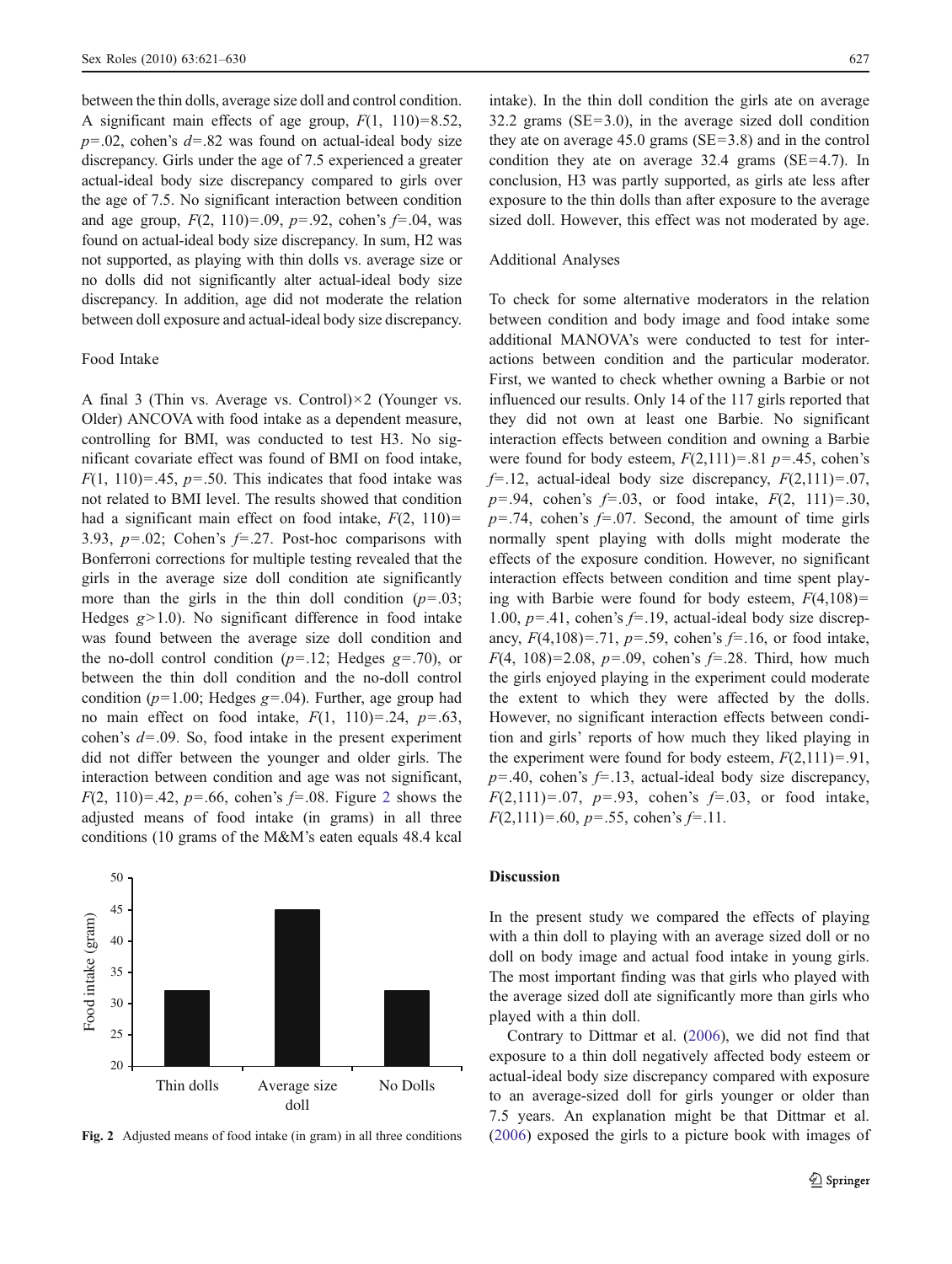between the thin dolls, average size doll and control condition. A significant main effects of age group, $F(1, 110)=8.52$, $p=.02$, cohen's $d=.82$ was found on actual-ideal body size discrepancy. Girls under the age of 7.5 experienced a greater actual-ideal body size discrepancy compared to girls over the age of 7.5. No significant interaction between condition and age group, $F(2, 110)=.09$, $p=.92$, cohen's $f=.04$, was found on actual-ideal body size discrepancy. In sum, H2 was not supported, as playing with thin dolls vs. average size or no dolls did not significantly alter actual-ideal body size discrepancy. In addition, age did not moderate the relation between doll exposure and actual-ideal body size discrepancy.

### Food Intake

A final 3 (Thin vs. Average vs. Control)×2 (Younger vs. Older) ANCOVA with food intake as a dependent measure, controlling for BMI, was conducted to test H3. No significant covariate effect was found of BMI on food intake, $F(1, 110)=.45$, $p=.50$. This indicates that food intake was not related to BMI level. The results showed that condition had a significant main effect on food intake, $F(2, 110)=3.93$, $p=.02$; Cohen's $f=.27$. Post-hoc comparisons with Bonferroni corrections for multiple testing revealed that the girls in the average size doll condition ate significantly more than the girls in the thin doll condition ($p=.03$; Hedges $g>1.0$). No significant difference in food intake was found between the average size doll condition and the no-doll control condition ($p=.12$; Hedges $g=.70$), or between the thin doll condition and the no-doll control condition ($p=1.00$; Hedges $g=.04$). Further, age group had no main effect on food intake, $F(1, 110)=.24$, $p=.63$, cohen's $d=.09$. So, food intake in the present experiment did not differ between the younger and older girls. The interaction between condition and age was not significant, $F(2, 110)=.42$, $p=.66$, cohen's $f=.08$. Figure 2 shows the adjusted means of food intake (in grams) in all three conditions (10 grams of the M&M's eaten equals 48.4 kcal intake). In the thin doll condition the girls ate on average 32.2 grams (SE=3.0), in the average sized doll condition they ate on average 45.0 grams (SE=3.8) and in the control condition they ate on average 32.4 grams (SE=4.7). In conclusion, H3 was partly supported, as girls ate less after exposure to the thin dolls than after exposure to the average sized doll. However, this effect was not moderated by age.

Fig. 2 Adjusted means of food intake (in gram) in all three conditions

### Additional Analyses

To check for some alternative moderators in the relation between condition and body image and food intake some additional MANOVA's were conducted to test for interactions between condition and the particular moderator. First, we wanted to check whether owning a Barbie or not influenced our results. Only 14 of the 117 girls reported that they did not own at least one Barbie. No significant interaction effects between condition and owning a Barbie were found for body esteem, $F(2,111)=.81$ $p=.45$, cohen's $f=.12$, actual-ideal body size discrepancy, $F(2,111)=.07$, $p=.94$, cohen's $f=.03$, or food intake, $F(2, 111)=.30$, $p=.74$, cohen's $f=.07$. Second, the amount of time girls normally spent playing with dolls might moderate the effects of the exposure condition. However, no significant interaction effects between condition and time spent playing with Barbie were found for body esteem, $F(4,108)=1.00$, $p=.41$, cohen's $f=.19$, actual-ideal body size discrepancy, $F(4,108)=.71$, $p=.59$, cohen's $f=.16$, or food intake, $F(4, 108)=2.08$, $p=.09$, cohen's $f=.28$. Third, how much the girls enjoyed playing in the experiment could moderate the extent to which they were affected by the dolls. However, no significant interaction effects between condition and girls' reports of how much they liked playing in the experiment were found for body esteem, $F(2,111)=.91$, $p=.40$, cohen's $f=.13$, actual-ideal body size discrepancy, $F(2,111)=.07$, $p=.93$, cohen's $f=.03$, or food intake, $F(2,111)=.60$, $p=.55$, cohen's $f=.11$.

## Discussion

In the present study we compared the effects of playing with a thin doll to playing with an average sized doll or no doll on body image and actual food intake in young girls. The most important finding was that girls who played with the average sized doll ate significantly more than girls who played with a thin doll.

Contrary to Dittmar et al. (2006), we did not find that exposure to a thin doll negatively affected body esteem or actual-ideal body size discrepancy compared with exposure to an average-sized doll for girls younger or older than 7.5 years. An explanation might be that Dittmar et al. (2006) exposed the girls to a picture book with images of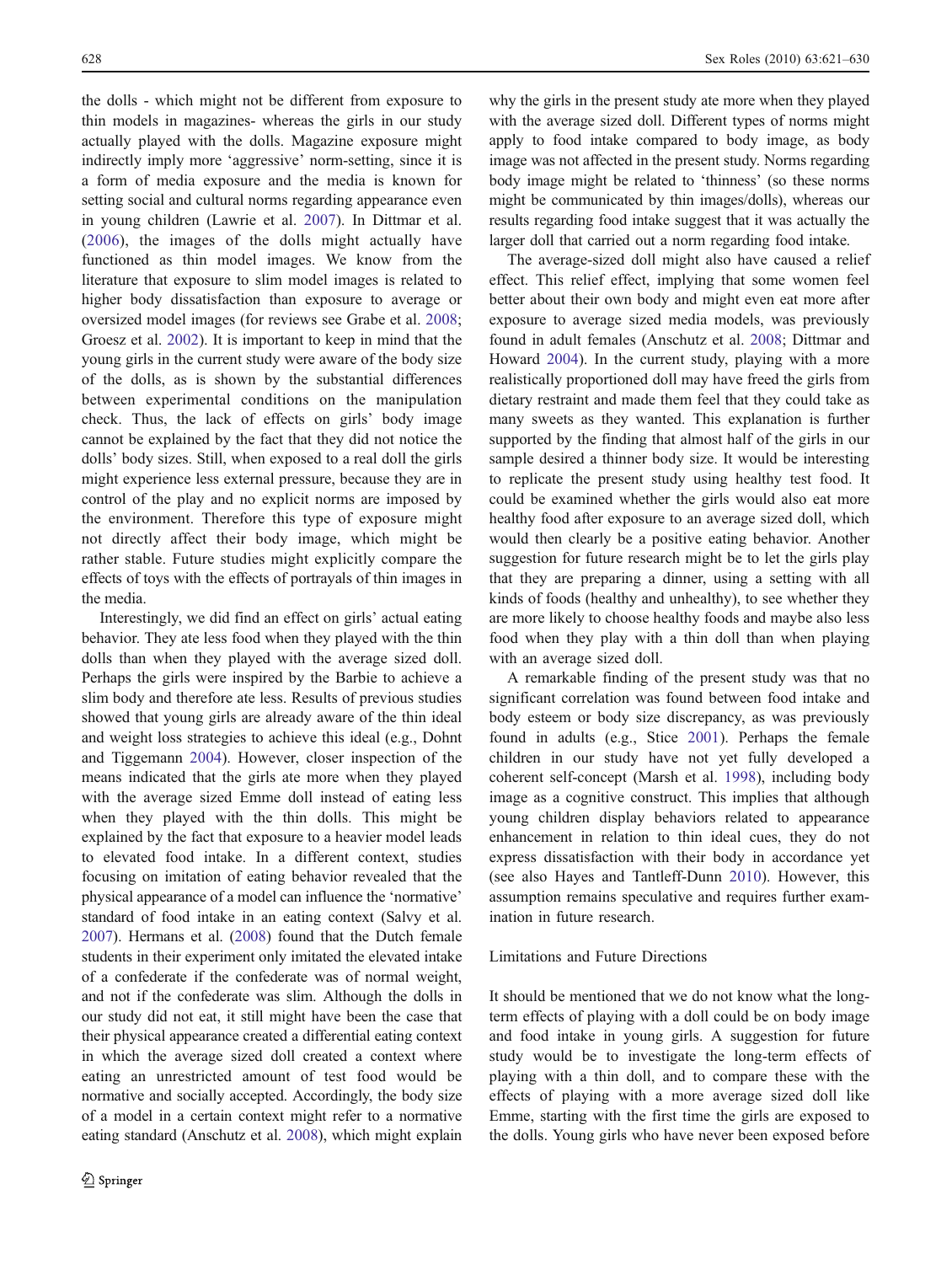the dolls - which might not be different from exposure to thin models in magazines- whereas the girls in our study actually played with the dolls. Magazine exposure might indirectly imply more 'aggressive' norm-setting, since it is a form of media exposure and the media is known for setting social and cultural norms regarding appearance even in young children (Lawrie et al. 2007). In Dittmar et al. (2006), the images of the dolls might actually have functioned as thin model images. We know from the literature that exposure to slim model images is related to higher body dissatisfaction than exposure to average or oversized model images (for reviews see Grabe et al. 2008; Groesz et al. 2002). It is important to keep in mind that the young girls in the current study were aware of the body size of the dolls, as is shown by the substantial differences between experimental conditions on the manipulation check. Thus, the lack of effects on girls' body image cannot be explained by the fact that they did not notice the dolls' body sizes. Still, when exposed to a real doll the girls might experience less external pressure, because they are in control of the play and no explicit norms are imposed by the environment. Therefore this type of exposure might not directly affect their body image, which might be rather stable. Future studies might explicitly compare the effects of toys with the effects of portrayals of thin images in the media.

Interestingly, we did find an effect on girls' actual eating behavior. They ate less food when they played with the thin dolls than when they played with the average sized doll. Perhaps the girls were inspired by the Barbie to achieve a slim body and therefore ate less. Results of previous studies showed that young girls are already aware of the thin ideal and weight loss strategies to achieve this ideal (e.g., Dohnt and Tiggemann 2004). However, closer inspection of the means indicated that the girls ate more when they played with the average sized Emme doll instead of eating less when they played with the thin dolls. This might be explained by the fact that exposure to a heavier model leads to elevated food intake. In a different context, studies focusing on imitation of eating behavior revealed that the physical appearance of a model can influence the 'normative' standard of food intake in an eating context (Salvy et al. 2007). Hermans et al. (2008) found that the Dutch female students in their experiment only imitated the elevated intake of a confederate if the confederate was of normal weight, and not if the confederate was slim. Although the dolls in our study did not eat, it still might have been the case that their physical appearance created a differential eating context in which the average sized doll created a context where eating an unrestricted amount of test food would be normative and socially accepted. Accordingly, the body size of a model in a certain context might refer to a normative eating standard (Anschutz et al. 2008), which might explain why the girls in the present study ate more when they played with the average sized doll. Different types of norms might apply to food intake compared to body image, as body image was not affected in the present study. Norms regarding body image might be related to 'thinness' (so these norms might be communicated by thin images/dolls), whereas our results regarding food intake suggest that it was actually the larger doll that carried out a norm regarding food intake.

The average-sized doll might also have caused a relief effect. This relief effect, implying that some women feel better about their own body and might even eat more after exposure to average sized media models, was previously found in adult females (Anschutz et al. 2008; Dittmar and Howard 2004). In the current study, playing with a more realistically proportioned doll may have freed the girls from dietary restraint and made them feel that they could take as many sweets as they wanted. This explanation is further supported by the finding that almost half of the girls in our sample desired a thinner body size. It would be interesting to replicate the present study using healthy test food. It could be examined whether the girls would also eat more healthy food after exposure to an average sized doll, which would then clearly be a positive eating behavior. Another suggestion for future research might be to let the girls play that they are preparing a dinner, using a setting with all kinds of foods (healthy and unhealthy), to see whether they are more likely to choose healthy foods and maybe also less food when they play with a thin doll than when playing with an average sized doll.

A remarkable finding of the present study was that no significant correlation was found between food intake and body esteem or body size discrepancy, as was previously found in adults (e.g., Stice 2001). Perhaps the female children in our study have not yet fully developed a coherent self-concept (Marsh et al. 1998), including body image as a cognitive construct. This implies that although young children display behaviors related to appearance enhancement in relation to thin ideal cues, they do not express dissatisfaction with their body in accordance yet (see also Hayes and Tantleff-Dunn 2010). However, this assumption remains speculative and requires further examination in future research.

## Limitations and Future Directions

It should be mentioned that we do not know what the long-term effects of playing with a doll could be on body image and food intake in young girls. A suggestion for future study would be to investigate the long-term effects of playing with a thin doll, and to compare these with the effects of playing with a more average sized doll like Emme, starting with the first time the girls are exposed to the dolls. Young girls who have never been exposed before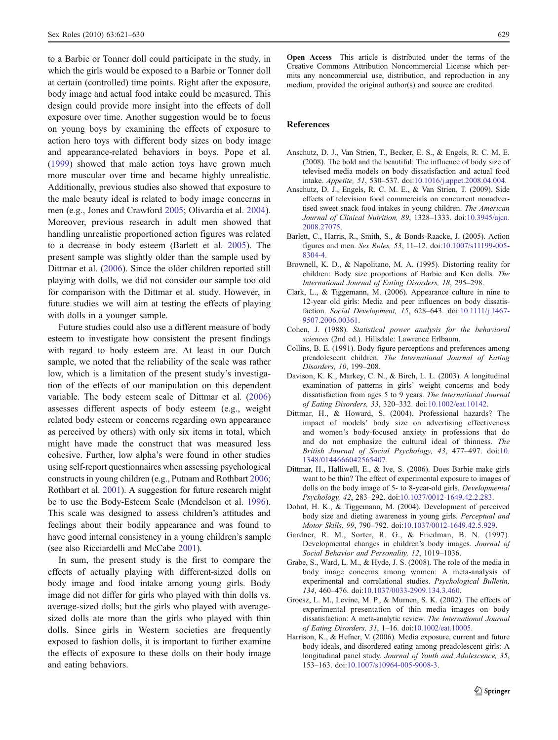to a Barbie or Tonner doll could participate in the study, in which the girls would be exposed to a Barbie or Tonner doll at certain (controlled) time points. Right after the exposure, body image and actual food intake could be measured. This design could provide more insight into the effects of doll exposure over time. Another suggestion would be to focus on young boys by examining the effects of exposure to action hero toys with different body sizes on body image and appearance-related behaviors in boys. Pope et al. (1999) showed that male action toys have grown much more muscular over time and became highly unrealistic. Additionally, previous studies also showed that exposure to the male beauty ideal is related to body image concerns in men (e.g., Jones and Crawford 2005; Olivardia et al. 2004). Moreover, previous research in adult men showed that handling unrealistic proportioned action figures was related to a decrease in body esteem (Barlett et al. 2005). The present sample was slightly older than the sample used by Dittmar et al. (2006). Since the older children reported still playing with dolls, we did not consider our sample too old for comparison with the Dittmar et al. study. However, in future studies we will aim at testing the effects of playing with dolls in a younger sample.

Future studies could also use a different measure of body esteem to investigate how consistent the present findings with regard to body esteem are. At least in our Dutch sample, we noted that the reliability of the scale was rather low, which is a limitation of the present study's investigation of the effects of our manipulation on this dependent variable. The body esteem scale of Dittmar et al. (2006) assesses different aspects of body esteem (e.g., weight related body esteem or concerns regarding own appearance as perceived by others) with only six items in total, which might have made the construct that was measured less cohesive. Further, low alpha's were found in other studies using self-report questionnaires when assessing psychological constructs in young children (e.g., Putnam and Rothbart 2006; Rothbart et al. 2001). A suggestion for future research might be to use the Body-Esteem Scale (Mendelson et al. 1996). This scale was designed to assess children's attitudes and feelings about their bodily appearance and was found to have good internal consistency in a young children's sample (see also Ricciardelli and McCabe 2001).

In sum, the present study is the first to compare the effects of actually playing with different-sized dolls on body image and food intake among young girls. Body image did not differ for girls who played with thin dolls vs. average-sized dolls; but the girls who played with average-sized dolls ate more than the girls who played with thin dolls. Since girls in Western societies are frequently exposed to fashion dolls, it is important to further examine the effects of exposure to these dolls on their body image and eating behaviors.

**Open Access** This article is distributed under the terms of the Creative Commons Attribution Noncommercial License which permits any noncommercial use, distribution, and reproduction in any medium, provided the original author(s) and source are credited.

## References

Anschutz, D. J., Van Strien, T., Becker, E. S., & Engels, R. C. M. E. (2008). The bold and the beautiful: The influence of body size of televised media models on body dissatisfaction and actual food intake. *Appetite, 51*, 530–537. doi:10.1016/j.appet.2008.04.004.

Anschutz, D. J., Engels, R. C. M. E., & Van Strien, T. (2009). Side effects of television food commercials on concurrent nonadvertised sweet snack food intakes in young children. *The American Journal of Clinical Nutrition, 89*, 1328–1333. doi:10.3945/ajcn.2008.27075.

Barlett, C., Harris, R., Smith, S., & Bonds-Raacke, J. (2005). Action figures and men. *Sex Roles, 53*, 11–12. doi:10.1007/s11199-005-8304-4.

Brownell, K. D., & Napolitano, M. A. (1995). Distorting reality for children: Body size proportions of Barbie and Ken dolls. *The International Journal of Eating Disorders, 18*, 295–298.

Clark, L., & Tiggemann, M. (2006). Appearance culture in nine to 12-year old girls: Media and peer influences on body dissatisfaction. *Social Development, 15*, 628–643. doi:10.1111/j.1467-9507.2006.00361.

Cohen, J. (1988). *Statistical power analysis for the behavioral sciences* (2nd ed.). Hillsdale: Lawrence Erlbaum.

Collins, B. E. (1991). Body figure perceptions and preferences among preadolescent children. *The International Journal of Eating Disorders, 10*, 199–208.

Davison, K. K., Markey, C. N., & Birch, L. L. (2003). A longitudinal examination of patterns in girls' weight concerns and body dissatisfaction from ages 5 to 9 years. *The International Journal of Eating Disorders, 33*, 320–332. doi:10.1002/eat.10142.

Dittmar, H., & Howard, S. (2004). Professional hazards? The impact of models' body size on advertising effectiveness and women's body-focused anxiety in professions that do and do not emphasize the cultural ideal of thinness. *The British Journal of Social Psychology, 43*, 477–497. doi:10.1348/0144666042565407.

Dittmar, H., Halliwell, E., & Ive, S. (2006). Does Barbie make girls want to be thin? The effect of experimental exposure to images of dolls on the body image of 5- to 8-year-old girls. *Developmental Psychology, 42*, 283–292. doi:10.1037/0012-1649.42.2.283.

Dohnt, H. K., & Tiggemann, M. (2004). Development of perceived body size and dieting awareness in young girls. *Perceptual and Motor Skills, 99*, 790–792. doi:10.1037/0012-1649.42.5.929.

Gardner, R. M., Sorter, R. G., & Friedman, B. N. (1997). Developmental changes in children's body images. *Journal of Social Behavior and Personality, 12*, 1019–1036.

Grabe, S., Ward, L. M., & Hyde, J. S. (2008). The role of the media in body image concerns among women: A meta-analysis of experimental and correlational studies. *Psychological Bulletin, 134*, 460–476. doi:10.1037/0033-2909.134.3.460.

Groesz, L. M., Levine, M. P., & Murnen, S. K. (2002). The effects of experimental presentation of thin media images on body dissatisfaction: A meta-analytic review. *The International Journal of Eating Disorders, 31*, 1–16. doi:10.1002/eat.10005.

Harrison, K., & Hefner, V. (2006). Media exposure, current and future body ideals, and disordered eating among preadolescent girls: A longitudinal panel study. *Journal of Youth and Adolescence, 35*, 153–163. doi:10.1007/s10964-005-9008-3.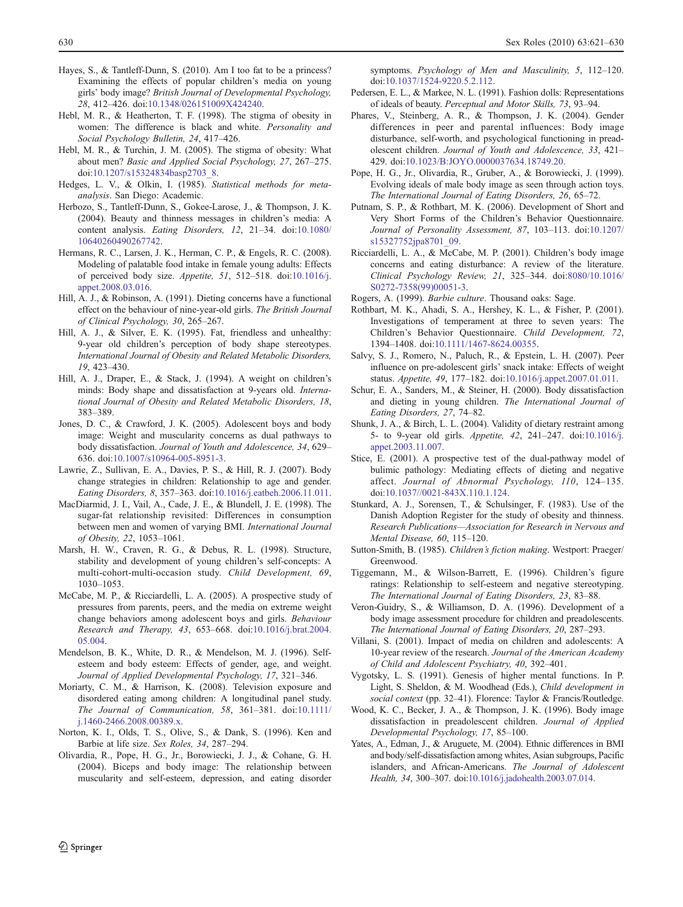Hayes, S., & Tantleff-Dunn, S. (2010). Am I too fat to be a princess? Examining the effects of popular children's media on young girls' body image? *British Journal of Developmental Psychology, 28*, 412–426. doi:10.1348/026151009X424240.

Hebl, M. R., & Heatherton, T. F. (1998). The stigma of obesity in women: The difference is black and white. *Personality and Social Psychology Bulletin, 24*, 417–426.

Hebl, M. R., & Turchin, J. M. (2005). The stigma of obesity: What about men? *Basic and Applied Social Psychology, 27*, 267–275. doi:10.1207/s15324834basp2703_8.

Hedges, L. V., & Olkin, I. (1985). *Statistical methods for meta-analysis*. San Diego: Academic.

Herbozo, S., Tantleff-Dunn, S., Gokee-Larose, J., & Thompson, J. K. (2004). Beauty and thinness messages in children's media: A content analysis. *Eating Disorders, 12*, 21–34. doi:10.1080/10640260490267742.

Hermans, R. C., Larsen, J. K., Herman, C. P., & Engels, R. C. (2008). Modeling of palatable food intake in female young adults: Effects of perceived body size. *Appetite, 51*, 512–518. doi:10.1016/j.appet.2008.03.016.

Hill, A. J., & Robinson, A. (1991). Dieting concerns have a functional effect on the behaviour of nine-year-old girls. *The British Journal of Clinical Psychology, 30*, 265–267.

Hill, A. J., & Silver, E. K. (1995). Fat, friendless and unhealthy: 9-year old children's perception of body shape stereotypes. *International Journal of Obesity and Related Metabolic Disorders, 19*, 423–430.

Hill, A. J., Draper, E., & Stack, J. (1994). A weight on children's minds: Body shape and dissatisfaction at 9-years old. *International Journal of Obesity and Related Metabolic Disorders, 18*, 383–389.

Jones, D. C., & Crawford, J. K. (2005). Adolescent boys and body image: Weight and muscularity concerns as dual pathways to body dissatisfaction. *Journal of Youth and Adolescence, 34*, 629–636. doi:10.1007/s10964-005-8951-3.

Lawrie, Z., Sullivan, E. A., Davies, P. S., & Hill, R. J. (2007). Body change strategies in children: Relationship to age and gender. *Eating Disorders, 8*, 357–363. doi:10.1016/j.eatbeh.2006.11.011.

MacDiarmid, J. I., Vail, A., Cade, J. E., & Blundell, J. E. (1998). The sugar-fat relationship revisited: Differences in consumption between men and women of varying BMI. *International Journal of Obesity, 22*, 1053–1061.

Marsh, H. W., Craven, R. G., & Debus, R. L. (1998). Structure, stability and development of young children's self-concepts: A multi-cohort-multi-occasion study. *Child Development, 69*, 1030–1053.

McCabe, M. P., & Ricciardelli, L. A. (2005). A prospective study of pressures from parents, peers, and the media on extreme weight change behaviors among adolescent boys and girls. *Behaviour Research and Therapy, 43*, 653–668. doi:10.1016/j.brat.2004.05.004.

Mendelson, B. K., White, D. R., & Mendelson, M. J. (1996). Self-esteem and body esteem: Effects of gender, age, and weight. *Journal of Applied Developmental Psychology, 17*, 321–346.

Moriarty, C. M., & Harrison, K. (2008). Television exposure and disordered eating among children: A longitudinal panel study. *The Journal of Communication, 58*, 361–381. doi:10.1111/j.1460-2466.2008.00389.x.

Norton, K. I., Olds, T. S., Olive, S., & Dank, S. (1996). Ken and Barbie at life size. *Sex Roles, 34*, 287–294.

Olivardia, R., Pope, H. G., Jr., Borowiecki, J. J., & Cohane, G. H. (2004). Biceps and body image: The relationship between muscularity and self-esteem, depression, and eating disorder symptoms. *Psychology of Men and Masculinity, 5*, 112–120. doi:10.1037/1524-9220.5.2.112.

Pedersen, E. L., & Markee, N. L. (1991). Fashion dolls: Representations of ideals of beauty. *Perceptual and Motor Skills, 73*, 93–94.

Phares, V., Steinberg, A. R., & Thompson, J. K. (2004). Gender differences in peer and parental influences: Body image disturbance, self-worth, and psychological functioning in preadolescent children. *Journal of Youth and Adolescence, 33*, 421–429. doi:10.1023/B:JOYO.0000037634.18749.20.

Pope, H. G., Jr., Olivardia, R., Gruber, A., & Borowiecki, J. (1999). Evolving ideals of male body image as seen through action toys. *The International Journal of Eating Disorders, 26*, 65–72.

Putnam, S. P., & Rothbart, M. K. (2006). Development of Short and Very Short Forms of the Children's Behavior Questionnaire. *Journal of Personality Assessment, 87*, 103–113. doi:10.1207/s15327752jpa8701_09.

Ricciardelli, L. A., & McCabe, M. P. (2001). Children's body image concerns and eating disturbance: A review of the literature. *Clinical Psychology Review, 21*, 325–344. doi:8080/10.1016/S0272-7358(99)00051-3.

Rogers, A. (1999). *Barbie culture*. Thousand oaks: Sage.

Rothbart, M. K., Ahadi, S. A., Hershey, K. L., & Fisher, P. (2001). Investigations of temperament at three to seven years: The Children's Behavior Questionnaire. *Child Development, 72*, 1394–1408. doi:10.1111/1467-8624.00355.

Salvy, S. J., Romero, N., Paluch, R., & Epstein, L. H. (2007). Peer influence on pre-adolescent girls' snack intake: Effects of weight status. *Appetite, 49*, 177–182. doi:10.1016/j.appet.2007.01.011.

Schur, E. A., Sanders, M., & Steiner, H. (2000). Body dissatisfaction and dieting in young children. *The International Journal of Eating Disorders, 27*, 74–82.

Shunk, J. A., & Birch, L. L. (2004). Validity of dietary restraint among 5- to 9-year old girls. *Appetite, 42*, 241–247. doi:10.1016/j.appet.2003.11.007.

Stice, E. (2001). A prospective test of the dual-pathway model of bulimic pathology: Mediating effects of dieting and negative affect. *Journal of Abnormal Psychology, 110*, 124–135. doi:10.1037//0021-843X.110.1.124.

Stunkard, A. J., Sorensen, T., & Schulsinger, F. (1983). Use of the Danish Adoption Register for the study of obesity and thinness. *Research Publications—Association for Research in Nervous and Mental Disease, 60*, 115–120.

Sutton-Smith, B. (1985). *Children's fiction making*. Westport: Praeger/Greenwood.

Tiggemann, M., & Wilson-Barrett, E. (1996). Children's figure ratings: Relationship to self-esteem and negative stereotyping. *The International Journal of Eating Disorders, 23*, 83–88.

Veron-Guidry, S., & Williamson, D. A. (1996). Development of a body image assessment procedure for children and preadolescents. *The International Journal of Eating Disorders, 20*, 287–293.

Villani, S. (2001). Impact of media on children and adolescents: A 10-year review of the research. *Journal of the American Academy of Child and Adolescent Psychiatry, 40*, 392–401.

Vygotsky, L. S. (1991). Genesis of higher mental functions. In P. Light, S. Sheldon, & M. Woodhead (Eds.), *Child development in social context* (pp. 32–41). Florence: Taylor & Francis/Routledge.

Wood, K. C., Becker, J. A., & Thompson, J. K. (1996). Body image dissatisfaction in preadolescent children. *Journal of Applied Developmental Psychology, 17*, 85–100.

Yates, A., Edman, J., & Aruguete, M. (2004). Ethnic differences in BMI and body/self-dissatisfaction among whites, Asian subgroups, Pacific islanders, and African-Americans. *The Journal of Adolescent Health, 34*, 300–307. doi:10.1016/j.jadohealth.2003.07.014.